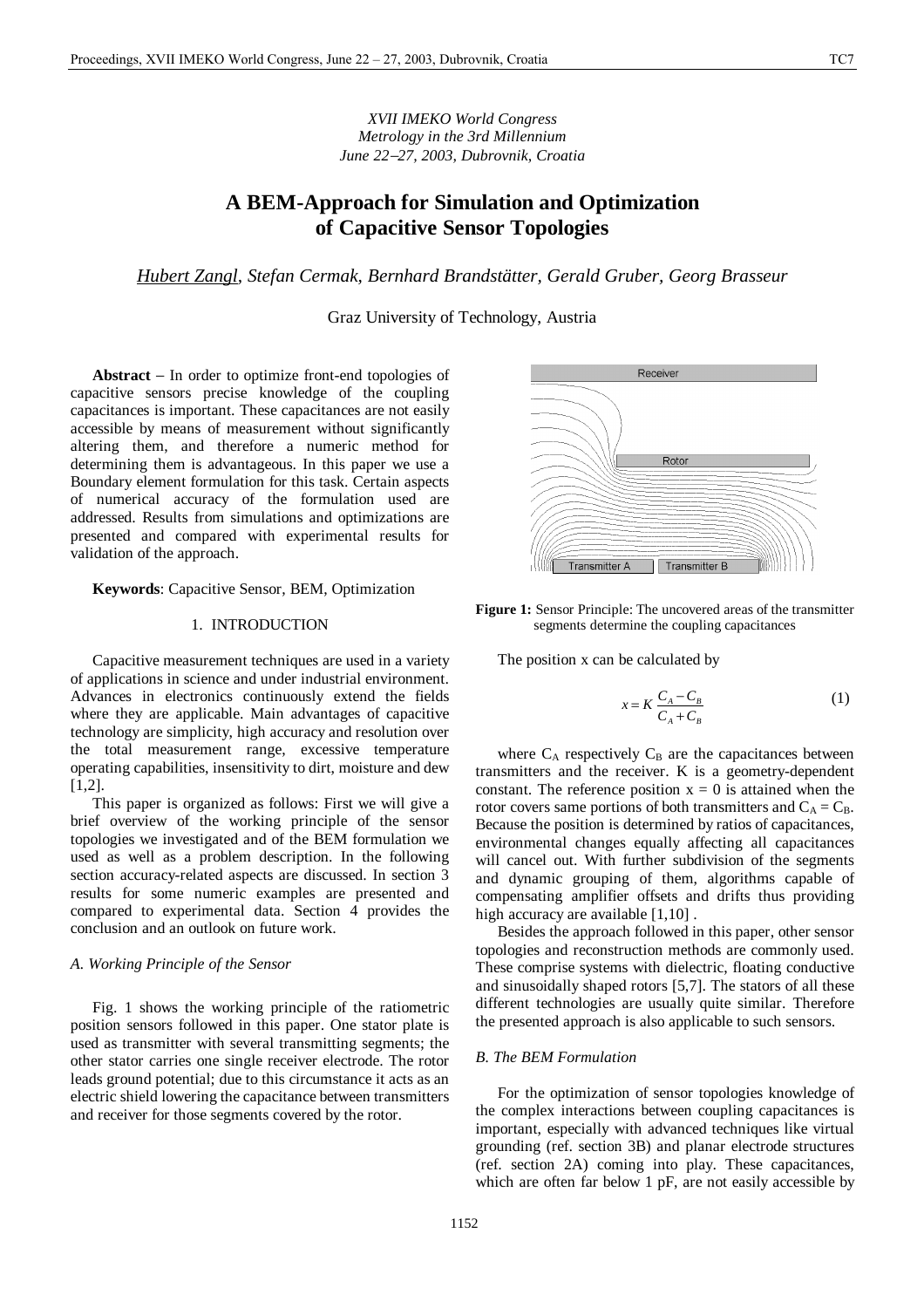*XVII IMEKO World Congress*
*Metrology in the 3rd Millennium*
*June 22−27, 2003, Dubrovnik, Croatia*

# A BEM-Approach for Simulation and Optimization of Capacitive Sensor Topologies

*Hubert Zangl, Stefan Cermak, Bernhard Brandstätter, Gerald Gruber, Georg Brasseur*

Graz University of Technology, Austria

**Abstract** − In order to optimize front-end topologies of capacitive sensors precise knowledge of the coupling capacitances is important. These capacitances are not easily accessible by means of measurement without significantly altering them, and therefore a numeric method for determining them is advantageous. In this paper we use a Boundary element formulation for this task. Certain aspects of numerical accuracy of the formulation used are addressed. Results from simulations and optimizations are presented and compared with experimental results for validation of the approach.

**Keywords**: Capacitive Sensor, BEM, Optimization

## 1. INTRODUCTION

Capacitive measurement techniques are used in a variety of applications in science and under industrial environment. Advances in electronics continuously extend the fields where they are applicable. Main advantages of capacitive technology are simplicity, high accuracy and resolution over the total measurement range, excessive temperature operating capabilities, insensitivity to dirt, moisture and dew [1,2].

This paper is organized as follows: First we will give a brief overview of the working principle of the sensor topologies we investigated and of the BEM formulation we used as well as a problem description. In the following section accuracy-related aspects are discussed. In section 3 results for some numeric examples are presented and compared to experimental data. Section 4 provides the conclusion and an outlook on future work.

### *A. Working Principle of the Sensor*

Fig. 1 shows the working principle of the ratiometric position sensors followed in this paper. One stator plate is used as transmitter with several transmitting segments; the other stator carries one single receiver electrode. The rotor leads ground potential; due to this circumstance it acts as an electric shield lowering the capacitance between transmitters and receiver for those segments covered by the rotor.

Receiver
Rotor
Transmitter A
Transmitter B

**Figure 1:** Sensor Principle: The uncovered areas of the transmitter segments determine the coupling capacitances

The position x can be calculated by

$$x = K\,\frac{C_A - C_B}{C_A + C_B} \tag{1}$$

where $C_A$ respectively $C_B$ are the capacitances between transmitters and the receiver. K is a geometry-dependent constant. The reference position $x = 0$ is attained when the rotor covers same portions of both transmitters and $C_A = C_B$. Because the position is determined by ratios of capacitances, environmental changes equally affecting all capacitances will cancel out. With further subdivision of the segments and dynamic grouping of them, algorithms capable of compensating amplifier offsets and drifts thus providing high accuracy are available [1,10] .

Besides the approach followed in this paper, other sensor topologies and reconstruction methods are commonly used. These comprise systems with dielectric, floating conductive and sinusoidally shaped rotors [5,7]. The stators of all these different technologies are usually quite similar. Therefore the presented approach is also applicable to such sensors.

### *B. The BEM Formulation*

For the optimization of sensor topologies knowledge of the complex interactions between coupling capacitances is important, especially with advanced techniques like virtual grounding (ref. section 3B) and planar electrode structures (ref. section 2A) coming into play. These capacitances, which are often far below 1 pF, are not easily accessible by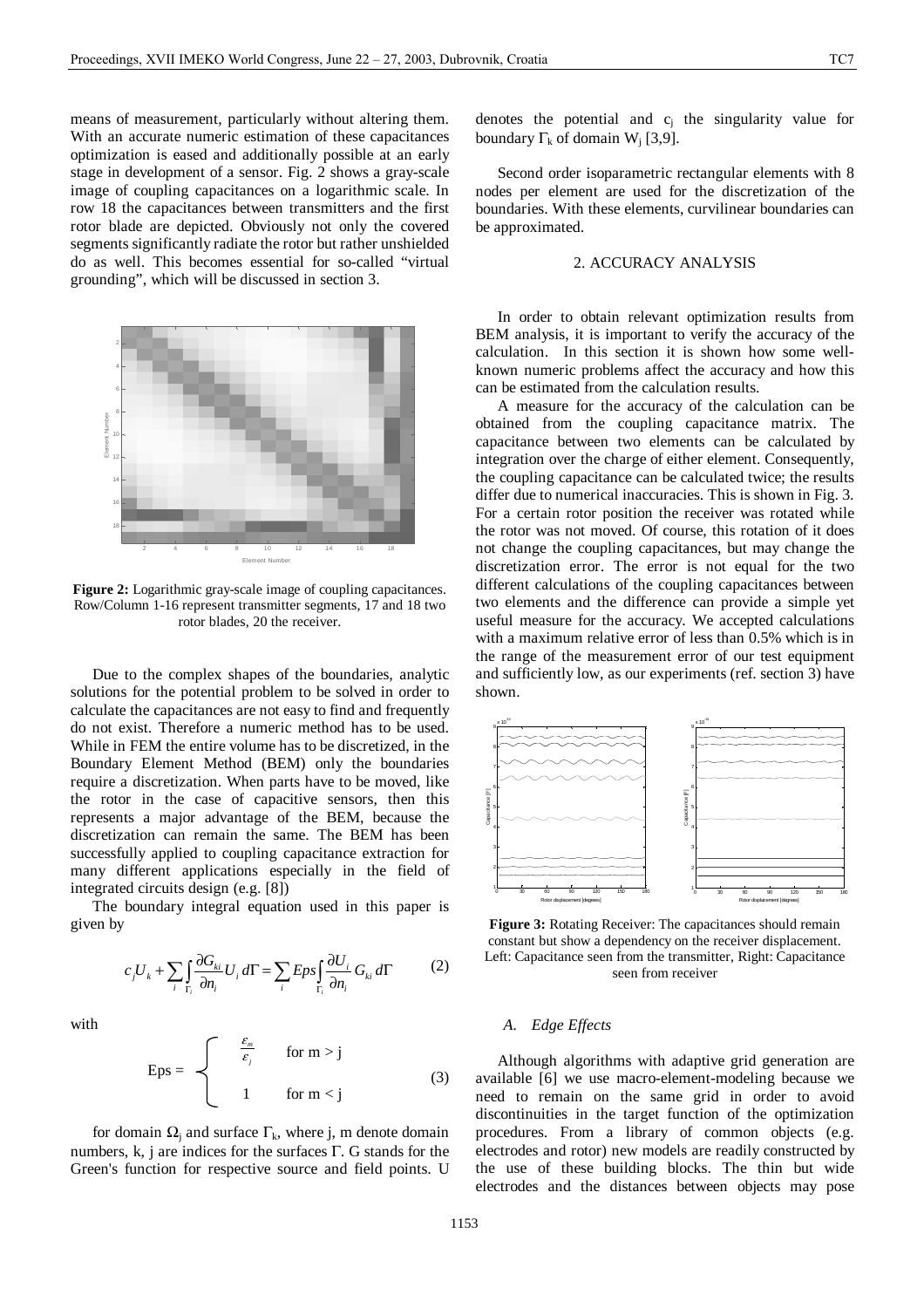means of measurement, particularly without altering them. With an accurate numeric estimation of these capacitances optimization is eased and additionally possible at an early stage in development of a sensor. Fig. 2 shows a gray-scale image of coupling capacitances on a logarithmic scale. In row 18 the capacitances between transmitters and the first rotor blade are depicted. Obviously not only the covered segments significantly radiate the rotor but rather unshielded do as well. This becomes essential for so-called "virtual grounding", which will be discussed in section 3.

Element Number

2 4 6 8 10 12 14 16 18

Element Number

2 4 6 8 10 12 14 16 18

**Figure 2:** Logarithmic gray-scale image of coupling capacitances. Row/Column 1-16 represent transmitter segments, 17 and 18 two rotor blades, 20 the receiver.

Due to the complex shapes of the boundaries, analytic solutions for the potential problem to be solved in order to calculate the capacitances are not easy to find and frequently do not exist. Therefore a numeric method has to be used. While in FEM the entire volume has to be discretized, in the Boundary Element Method (BEM) only the boundaries require a discretization. When parts have to be moved, like the rotor in the case of capacitive sensors, then this represents a major advantage of the BEM, because the discretization can remain the same. The BEM has been successfully applied to coupling capacitance extraction for many different applications especially in the field of integrated circuits design (e.g. [8])

The boundary integral equation used in this paper is given by

$$c_j U_k + \sum_i \int_{\Gamma_i} \frac{\partial G_{ki}}{\partial n_i} U_i \, d\Gamma = \sum_i Eps \int_{\Gamma_i} \frac{\partial U_i}{\partial n_i} G_{ki} \, d\Gamma \qquad (2)$$

with

$$\text{Eps} = \begin{cases} \dfrac{\varepsilon_m}{\varepsilon_j} & \text{for m > j} \\ 1 & \text{for m < j} \end{cases} \qquad (3)$$

for domain $\Omega_j$ and surface $\Gamma_k$, where j, m denote domain numbers, k, j are indices for the surfaces $\Gamma$. G stands for the Green's function for respective source and field points. U denotes the potential and $c_j$ the singularity value for boundary $\Gamma_k$ of domain $W_j$ [3,9].

Second order isoparametric rectangular elements with 8 nodes per element are used for the discretization of the boundaries. With these elements, curvilinear boundaries can be approximated.

## 2. ACCURACY ANALYSIS

In order to obtain relevant optimization results from BEM analysis, it is important to verify the accuracy of the calculation. In this section it is shown how some well-known numeric problems affect the accuracy and how this can be estimated from the calculation results.

A measure for the accuracy of the calculation can be obtained from the coupling capacitance matrix. The capacitance between two elements can be calculated by integration over the charge of either element. Consequently, the coupling capacitance can be calculated twice; the results differ due to numerical inaccuracies. This is shown in Fig. 3. For a certain rotor position the receiver was rotated while the rotor was not moved. Of course, this rotation of it does not change the coupling capacitances, but may change the discretization error. The error is not equal for the two different calculations of the coupling capacitances between two elements and the difference can provide a simple yet useful measure for the accuracy. We accepted calculations with a maximum relative error of less than 0.5% which is in the range of the measurement error of our test equipment and sufficiently low, as our experiments (ref. section 3) have shown.

x 10^-14

Capacitance [F]

Rotor displacement [degrees]

0 30 60 90 120 150 180

x 10^-14

Capacitance [F]

Rotor displacement [degrees]

0 30 60 90 120 150 180

**Figure 3:** Rotating Receiver: The capacitances should remain constant but show a dependency on the receiver displacement. Left: Capacitance seen from the transmitter, Right: Capacitance seen from receiver

### *A. Edge Effects*

Although algorithms with adaptive grid generation are available [6] we use macro-element-modeling because we need to remain on the same grid in order to avoid discontinuities in the target function of the optimization procedures. From a library of common objects (e.g. electrodes and rotor) new models are readily constructed by the use of these building blocks. The thin but wide electrodes and the distances between objects may pose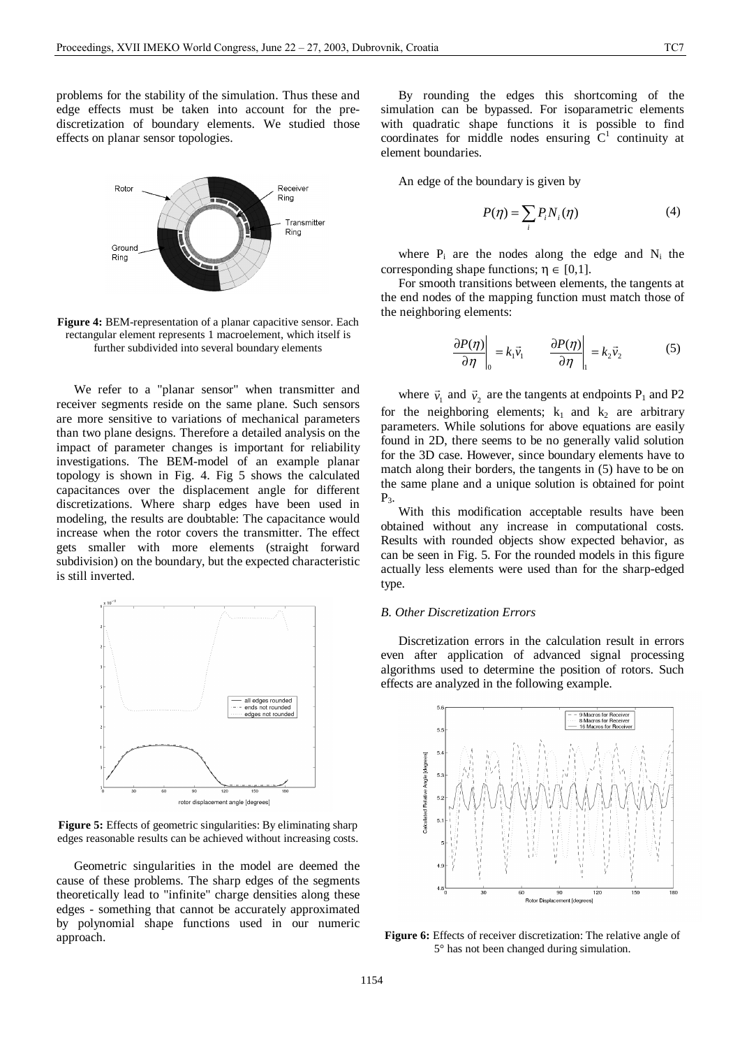problems for the stability of the simulation. Thus these and edge effects must be taken into account for the pre-discretization of boundary elements. We studied those effects on planar sensor topologies.

Rotor

Receiver Ring

Transmitter Ring

Ground Ring

**Figure 4:** BEM-representation of a planar capacitive sensor. Each rectangular element represents 1 macroelement, which itself is further subdivided into several boundary elements

We refer to a "planar sensor" when transmitter and receiver segments reside on the same plane. Such sensors are more sensitive to variations of mechanical parameters than two plane designs. Therefore a detailed analysis on the impact of parameter changes is important for reliability investigations. The BEM-model of an example planar topology is shown in Fig. 4. Fig 5 shows the calculated capacitances over the displacement angle for different discretizations. Where sharp edges have been used in modeling, the results are doubtable: The capacitance would increase when the rotor covers the transmitter. The effect gets smaller with more elements (straight forward subdivision) on the boundary, but the expected characteristic is still inverted.

x 10^-5

all edges rounded

ends not rounded

edges not rounded

0 30 60 90 120 150 180

rotor displacement angle [degrees]

**Figure 5:** Effects of geometric singularities: By eliminating sharp edges reasonable results can be achieved without increasing costs.

Geometric singularities in the model are deemed the cause of these problems. The sharp edges of the segments theoretically lead to "infinite" charge densities along these edges - something that cannot be accurately approximated by polynomial shape functions used in our numeric approach.

By rounding the edges this shortcoming of the simulation can be bypassed. For isoparametric elements with quadratic shape functions it is possible to find coordinates for middle nodes ensuring $C^1$ continuity at element boundaries.

An edge of the boundary is given by

$$P(\eta) = \sum_i P_i N_i(\eta) \tag{4}$$

where $P_i$ are the nodes along the edge and $N_i$ the corresponding shape functions; $\eta \in [0,1]$.

For smooth transitions between elements, the tangents at the end nodes of the mapping function must match those of the neighboring elements:

$$\left.\frac{\partial P(\eta)}{\partial \eta}\right|_0 = k_1 \vec{v}_1 \qquad \left.\frac{\partial P(\eta)}{\partial \eta}\right|_1 = k_2 \vec{v}_2 \tag{5}$$

where $\vec{v}_1$ and $\vec{v}_2$ are the tangents at endpoints $P_1$ and P2 for the neighboring elements; $k_1$ and $k_2$ are arbitrary parameters. While solutions for above equations are easily found in 2D, there seems to be no generally valid solution for the 3D case. However, since boundary elements have to match along their borders, the tangents in (5) have to be on the same plane and a unique solution is obtained for point $P_3$.

With this modification acceptable results have been obtained without any increase in computational costs. Results with rounded objects show expected behavior, as can be seen in Fig. 5. For the rounded models in this figure actually less elements were used than for the sharp-edged type.

*B. Other Discretization Errors*

Discretization errors in the calculation result in errors even after application of advanced signal processing algorithms used to determine the position of rotors. Such effects are analyzed in the following example.

9 Macros for Receiver

8 Macros for Receiver

16 Macros for Receiver

Calculated Relative Angle [degrees]

5.6 5.5 5.4 5.3 5.2 5.1 5 4.9 4.8

0 30 60 90 120 150 180

Rotor Displacement [degrees]

**Figure 6:** Effects of receiver discretization: The relative angle of 5° has not been changed during simulation.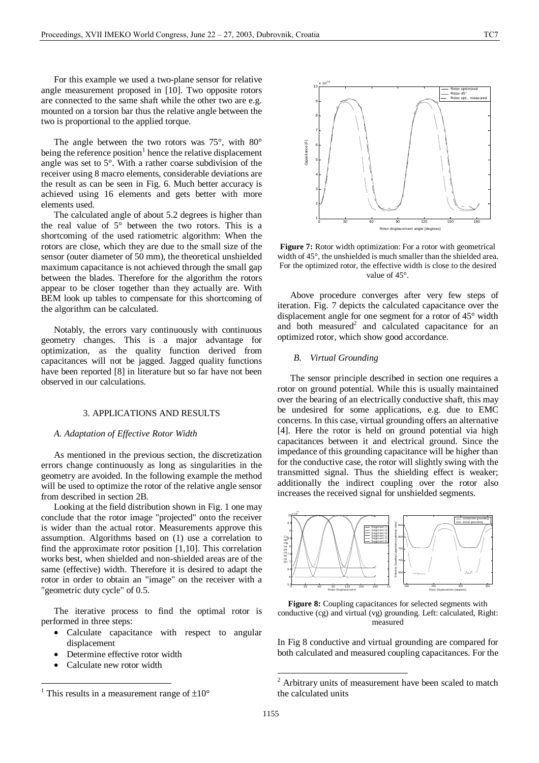For this example we used a two-plane sensor for relative angle measurement proposed in [10]. Two opposite rotors are connected to the same shaft while the other two are e.g. mounted on a torsion bar thus the relative angle between the two is proportional to the applied torque.

The angle between the two rotors was 75°, with 80° being the reference position[1] hence the relative displacement angle was set to 5°. With a rather coarse subdivision of the receiver using 8 macro elements, considerable deviations are the result as can be seen in Fig. 6. Much better accuracy is achieved using 16 elements and gets better with more elements used.

The calculated angle of about 5.2 degrees is higher than the real value of 5° between the two rotors. This is a shortcoming of the used ratiometric algorithm: When the rotors are close, which they are due to the small size of the sensor (outer diameter of 50 mm), the theoretical unshielded maximum capacitance is not achieved through the small gap between the blades. Therefore for the algorithm the rotors appear to be closer together than they actually are. With BEM look up tables to compensate for this shortcoming of the algorithm can be calculated.

Notably, the errors vary continuously with continuous geometry changes. This is a major advantage for optimization, as the quality function derived from capacitances will not be jagged. Jagged quality functions have been reported [8] in literature but so far have not been observed in our calculations.

## 3. APPLICATIONS AND RESULTS

### *A. Adaptation of Effective Rotor Width*

As mentioned in the previous section, the discretization errors change continuously as long as singularities in the geometry are avoided. In the following example the method will be used to optimize the rotor of the relative angle sensor from described in section 2B.

Looking at the field distribution shown in Fig. 1 one may conclude that the rotor image "projected" onto the receiver is wider than the actual rotor. Measurements approve this assumption. Algorithms based on (1) use a correlation to find the approximate rotor position [1,10]. This correlation works best, when shielded and non-shielded areas are of the same (effective) width. Therefore it is desired to adapt the rotor in order to obtain an "image" on the receiver with a "geometric duty cycle" of 0.5.

The iterative process to find the optimal rotor is performed in three steps:

- Calculate capacitance with respect to angular displacement
- Determine effective rotor width
- Calculate new rotor width

[1] This results in a measurement range of ±10°

x 10^-14
Rotor optimized
Rotor 45°
Rotor opt., measured
Capacitance [F]
Rotor displacement angle [degrees]
10 9 8 7 6 5 4 3 2 1
0 30 60 90 120 150 180

**Figure 7:** Rotor width optimization: For a rotor with geometrical width of 45°, the unshielded is much smaller than the shielded area. For the optimized rotor, the effective width is close to the desired value of 45°.

Above procedure converges after very few steps of iteration. Fig. 7 depicts the calculated capacitance over the displacement angle for one segment for a rotor of 45° width and both measured[2] and calculated capacitance for an optimized rotor, which show good accordance.

### *B. Virtual Grounding*

The sensor principle described in section one requires a rotor on ground potential. While this is usually maintained over the bearing of an electrically conductive shaft, this may be undesired for some applications, e.g. due to EMC concerns. In this case, virtual grounding offers an alternative [4]. Here the rotor is held on ground potential via high capacitances between it and electrical ground. Since the impedance of this grounding capacitance will be higher than for the conductive case, the rotor will slightly swing with the transmitted signal. Thus the shielding effect is weaker; additionally the indirect coupling over the rotor also increases the received signal for unshielded segments.

Coupling capacitance [F]
Segment 1
Segment 3
Segment 6
Segment 1
Segment 3
Segment 6
Rotor Displacement
0 30 60 90 120 150 180

conductive grounding
virtual grounding
Effective Coupling Capacitance [arbitrary units]
Rotor Displacement [degrees]
200 250 300 350

**Figure 8:** Coupling capacitances for selected segments with conductive (cg) and virtual (vg) grounding. Left: calculated, Right: measured

In Fig 8 conductive and virtual grounding are compared for both calculated and measured coupling capacitances. For the

[2] Arbitrary units of measurement have been scaled to match the calculated units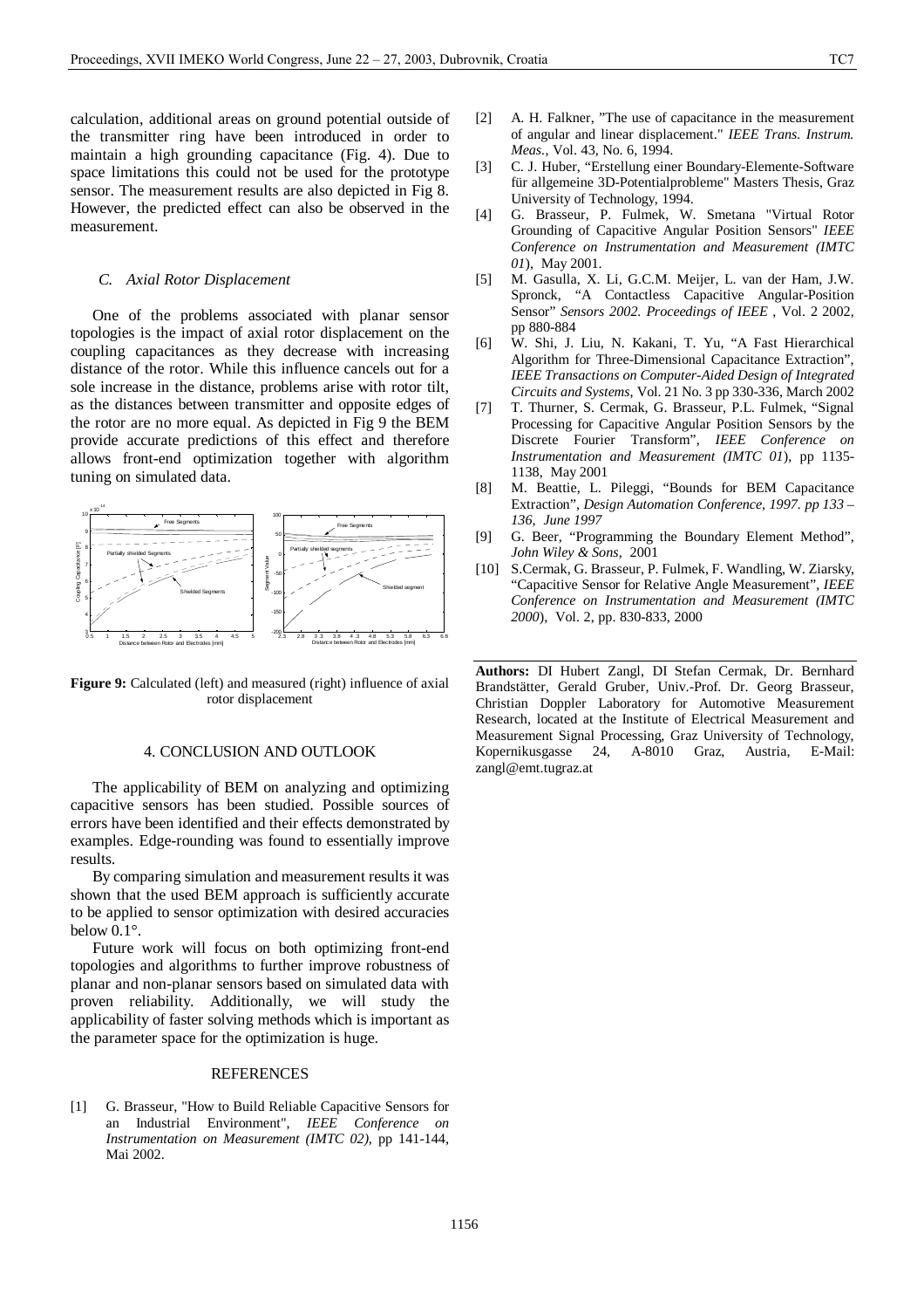calculation, additional areas on ground potential outside of the transmitter ring have been introduced in order to maintain a high grounding capacitance (Fig. 4). Due to space limitations this could not be used for the prototype sensor. The measurement results are also depicted in Fig 8. However, the predicted effect can also be observed in the measurement.

### *C. Axial Rotor Displacement*

One of the problems associated with planar sensor topologies is the impact of axial rotor displacement on the coupling capacitances as they decrease with increasing distance of the rotor. While this influence cancels out for a sole increase in the distance, problems arise with rotor tilt, as the distances between transmitter and opposite edges of the rotor are no more equal. As depicted in Fig 9 the BEM provide accurate predictions of this effect and therefore allows front-end optimization together with algorithm tuning on simulated data.

x 10^-14
10
9
8
7
6
5
4
3
Coupling Capacitance [F]
Free Segments
Partially shielded Segments
Shielded Segments
0.5 1 1.5 2 2.5 3 3.5 4 4.5 5
Distance between Rotor and Electrodes [mm]

100
50
0
-50
-100
-150
-200
Segment Value
Free Segments
Partially shielded segments
Shielded segment
2.3 2.8 3.3 3.8 4.3 4.8 5.3 5.8 6.3 6.8
Distance between Rotor and Electrodes [mm]

**Figure 9:** Calculated (left) and measured (right) influence of axial rotor displacement

## 4. CONCLUSION AND OUTLOOK

The applicability of BEM on analyzing and optimizing capacitive sensors has been studied. Possible sources of errors have been identified and their effects demonstrated by examples. Edge-rounding was found to essentially improve results.

By comparing simulation and measurement results it was shown that the used BEM approach is sufficiently accurate to be applied to sensor optimization with desired accuracies below 0.1°.

Future work will focus on both optimizing front-end topologies and algorithms to further improve robustness of planar and non-planar sensors based on simulated data with proven reliability. Additionally, we will study the applicability of faster solving methods which is important as the parameter space for the optimization is huge.

## REFERENCES

[1] G. Brasseur, "How to Build Reliable Capacitive Sensors for an Industrial Environment", *IEEE Conference on Instrumentation on Measurement (IMTC 02)*, pp 141-144, Mai 2002.

[2] A. H. Falkner, "The use of capacitance in the measurement of angular and linear displacement." *IEEE Trans. Instrum. Meas.*, Vol. 43, No. 6, 1994.

[3] C. J. Huber, "Erstellung einer Boundary-Elemente-Software für allgemeine 3D-Potentialprobleme" Masters Thesis, Graz University of Technology, 1994.

[4] G. Brasseur, P. Fulmek, W. Smetana "Virtual Rotor Grounding of Capacitive Angular Position Sensors" *IEEE Conference on Instrumentation and Measurement (IMTC 01)*, May 2001.

[5] M. Gasulla, X. Li, G.C.M. Meijer, L. van der Ham, J.W. Spronck, "A Contactless Capacitive Angular-Position Sensor" *Sensors 2002. Proceedings of IEEE* , Vol. 2 2002, pp 880-884

[6] W. Shi, J. Liu, N. Kakani, T. Yu, "A Fast Hierarchical Algorithm for Three-Dimensional Capacitance Extraction", *IEEE Transactions on Computer-Aided Design of Integrated Circuits and Systems*, Vol. 21 No. 3 pp 330-336, March 2002

[7] T. Thurner, S. Cermak, G. Brasseur, P.L. Fulmek, "Signal Processing for Capacitive Angular Position Sensors by the Discrete Fourier Transform", *IEEE Conference on Instrumentation and Measurement (IMTC 01*), pp 1135-1138, May 2001

[8] M. Beattie, L. Pileggi, "Bounds for BEM Capacitance Extraction", *Design Automation Conference, 1997. pp 133 – 136, June 1997*

[9] G. Beer, "Programming the Boundary Element Method", *John Wiley & Sons*, 2001

[10] S.Cermak, G. Brasseur, P. Fulmek, F. Wandling, W. Ziarsky, "Capacitive Sensor for Relative Angle Measurement", *IEEE Conference on Instrumentation and Measurement (IMTC 2000*), Vol. 2, pp. 830-833, 2000

**Authors:** DI Hubert Zangl, DI Stefan Cermak, Dr. Bernhard Brandstätter, Gerald Gruber, Univ.-Prof. Dr. Georg Brasseur, Christian Doppler Laboratory for Automotive Measurement Research, located at the Institute of Electrical Measurement and Measurement Signal Processing, Graz University of Technology, Kopernikusgasse 24, A-8010 Graz, Austria, E-Mail: zangl@emt.tugraz.at